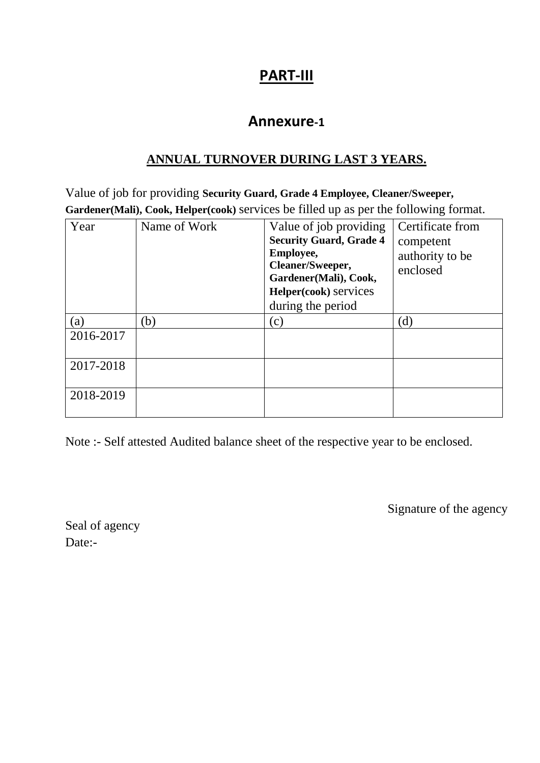# **PART-III**

## **Annexure-1**

### **ANNUAL TURNOVER DURING LAST 3 YEARS.**

Value of job for providing **Security Guard, Grade 4 Employee, Cleaner/Sweeper, Gardener(Mali), Cook, Helper(cook)** services be filled up as per the following format.

| Year | Name of Work | Value of job providing **Security Guard, Grade 4 Employee, Cleaner/Sweeper, Gardener(Mali), Cook, Helper(cook)** services during the period | Certificate from competent authority to be enclosed |
|---|---|---|---|
| (a) | (b) | (c) | (d) |
| 2016-2017 | | | |
| 2017-2018 | | | |
| 2018-2019 | | | |

Note :- Self attested Audited balance sheet of the respective year to be enclosed.

Signature of the agency

Seal of agency
Date:-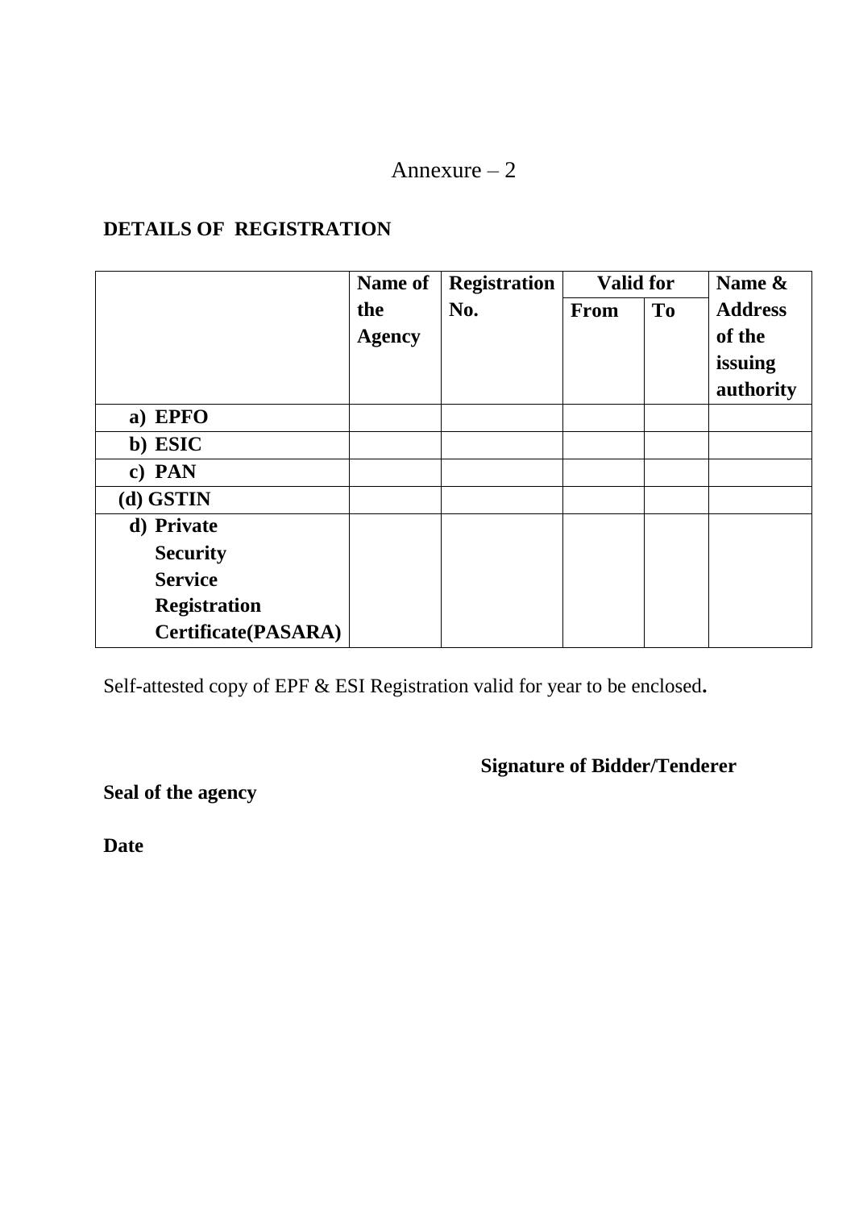Annexure – 2

**DETAILS OF REGISTRATION**

| | Name of the Agency | Registration No. | Valid for | | Name & Address of the issuing authority |
|---|---|---|---|---|---|
| | | | From | To | |
| a) EPFO | | | | | |
| b) ESIC | | | | | |
| c) PAN | | | | | |
| (d) GSTIN | | | | | |
| d) Private Security Service Registration Certificate(PASARA) | | | | | |

Self-attested copy of EPF & ESI Registration valid for year to be enclosed**.**

**Signature of Bidder/Tenderer**

**Seal of the agency**

**Date**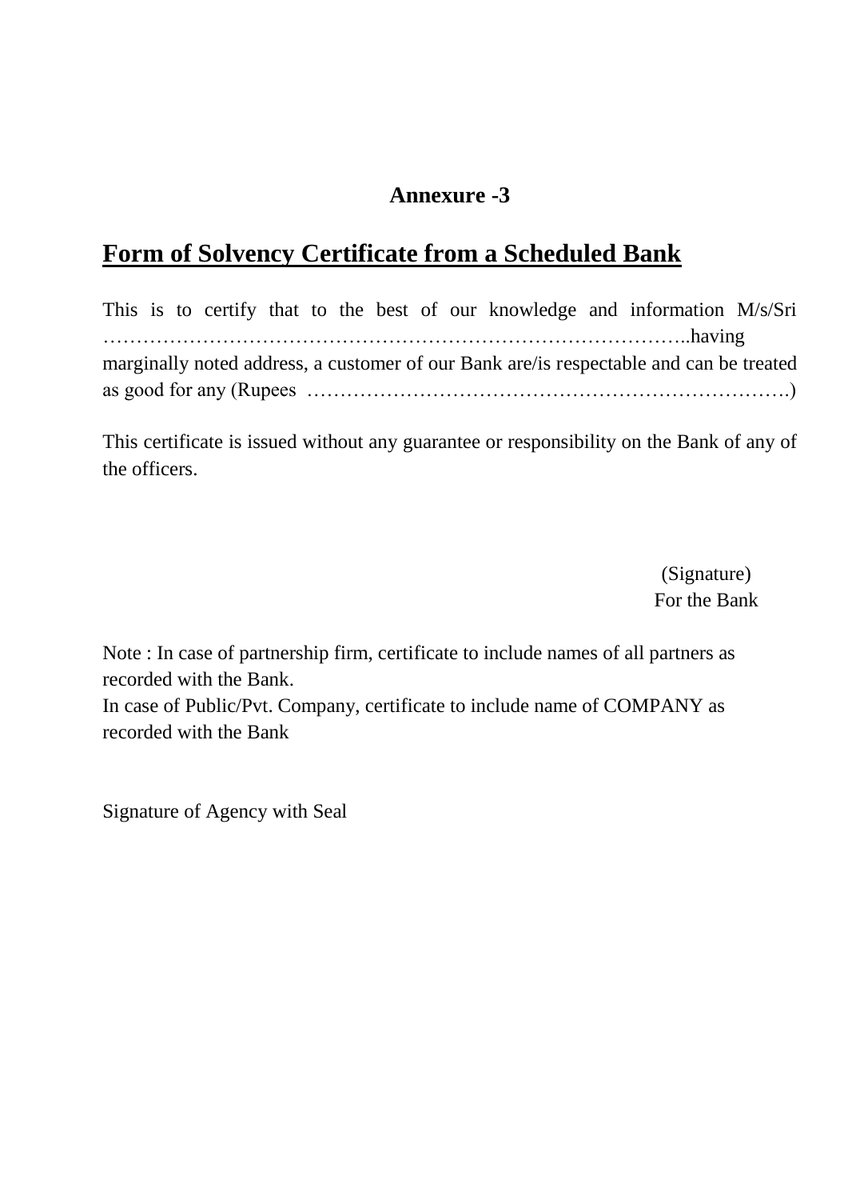**Annexure -3**

# Form of Solvency Certificate from a Scheduled Bank

This is to certify that to the best of our knowledge and information M/s/Sri …………………………………………………………………………..having marginally noted address, a customer of our Bank are/is respectable and can be treated as good for any (Rupees ……………………………………………………………….)

This certificate is issued without any guarantee or responsibility on the Bank of any of the officers.

(Signature)
For the Bank

Note : In case of partnership firm, certificate to include names of all partners as recorded with the Bank.
In case of Public/Pvt. Company, certificate to include name of COMPANY as recorded with the Bank

Signature of Agency with Seal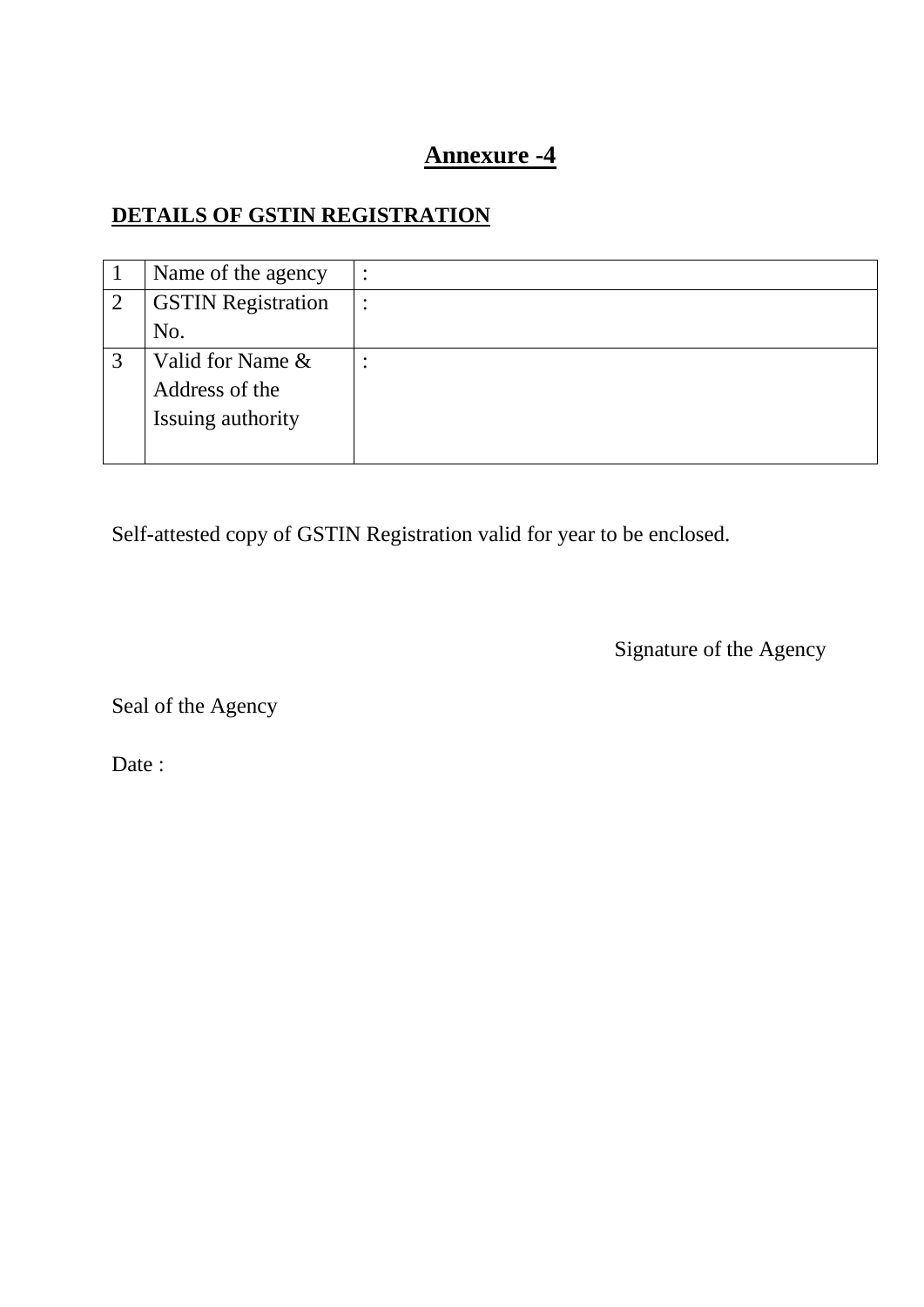# **Annexure -4**

## **DETAILS OF GSTIN REGISTRATION**

| | | |
|---|---|---|
| 1 | Name of the agency | : |
| 2 | GSTIN Registration No. | : |
| 3 | Valid for Name & Address of the Issuing authority | : |

Self-attested copy of GSTIN Registration valid for year to be enclosed.

Signature of the Agency

Seal of the Agency

Date :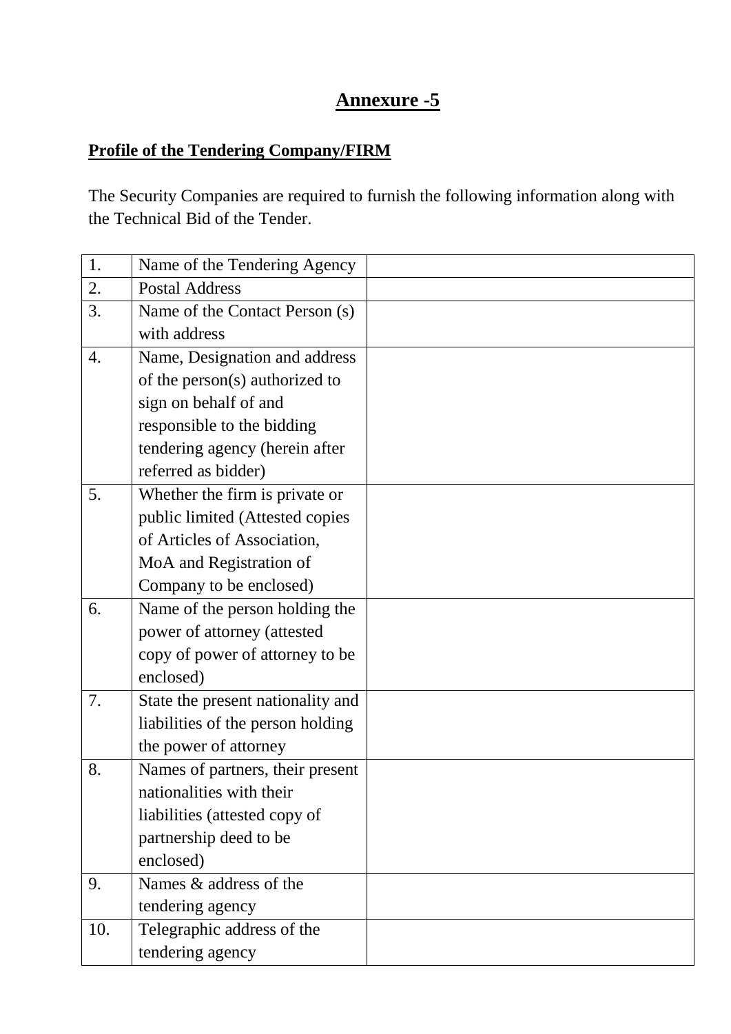# Annexure -5

**Profile of the Tendering Company/FIRM**

The Security Companies are required to furnish the following information along with the Technical Bid of the Tender.

| | | |
|---|---|---|
| 1. | Name of the Tendering Agency | |
| 2. | Postal Address | |
| 3. | Name of the Contact Person (s) with address | |
| 4. | Name, Designation and address of the person(s) authorized to sign on behalf of and responsible to the bidding tendering agency (herein after referred as bidder) | |
| 5. | Whether the firm is private or public limited (Attested copies of Articles of Association, MoA and Registration of Company to be enclosed) | |
| 6. | Name of the person holding the power of attorney (attested copy of power of attorney to be enclosed) | |
| 7. | State the present nationality and liabilities of the person holding the power of attorney | |
| 8. | Names of partners, their present nationalities with their liabilities (attested copy of partnership deed to be enclosed) | |
| 9. | Names & address of the tendering agency | |
| 10. | Telegraphic address of the tendering agency | |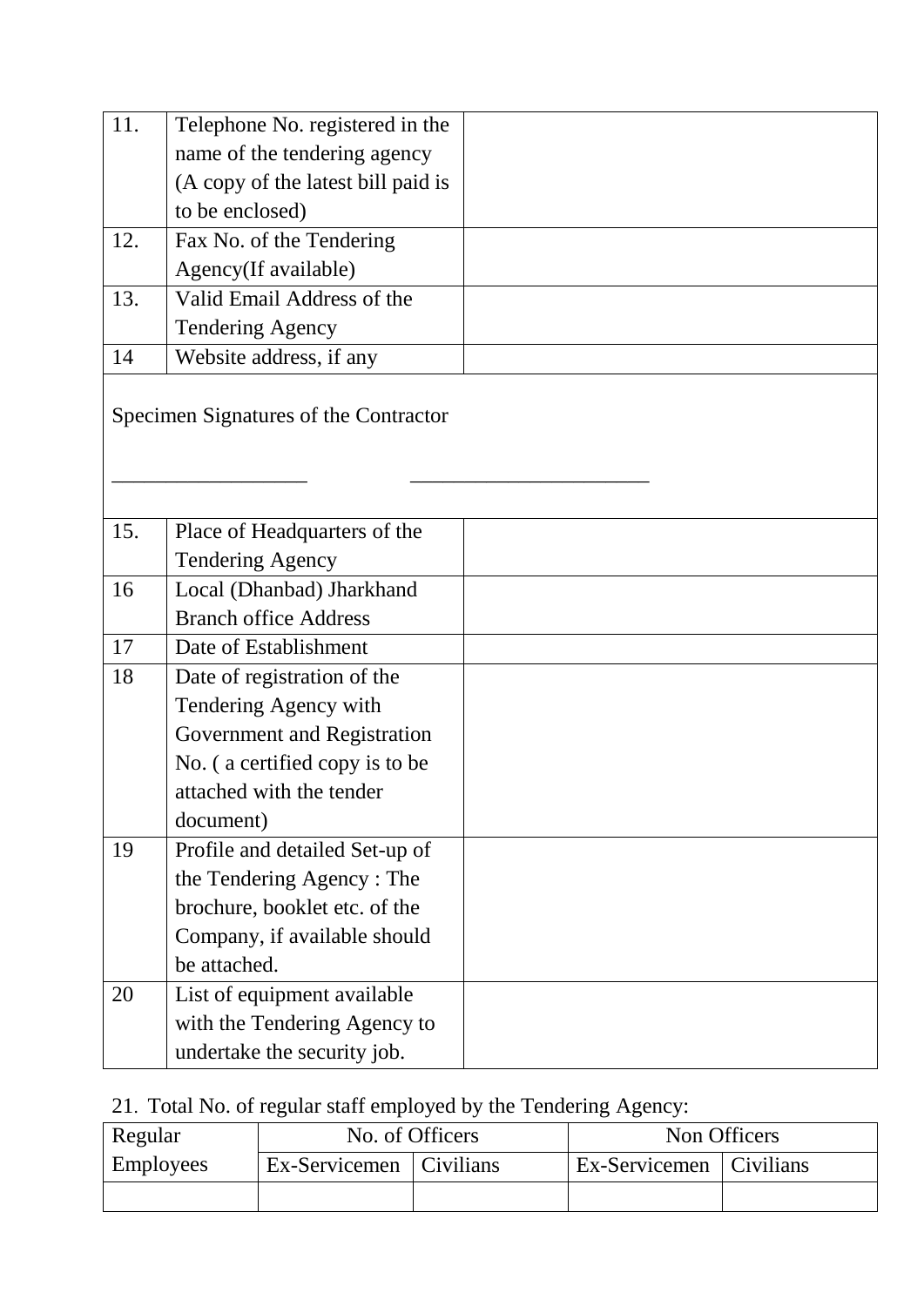| | | |
|---|---|---|
| 11. | Telephone No. registered in the name of the tendering agency (A copy of the latest bill paid is to be enclosed) | |
| 12. | Fax No. of the Tendering Agency(If available) | |
| 13. | Valid Email Address of the Tendering Agency | |
| 14 | Website address, if any | |

Specimen Signatures of the Contractor

__________________ ______________________

| | | |
|---|---|---|
| 15. | Place of Headquarters of the Tendering Agency | |
| 16 | Local (Dhanbad) Jharkhand Branch office Address | |
| 17 | Date of Establishment | |
| 18 | Date of registration of the Tendering Agency with Government and Registration No. ( a certified copy is to be attached with the tender document) | |
| 19 | Profile and detailed Set-up of the Tendering Agency : The brochure, booklet etc. of the Company, if available should be attached. | |
| 20 | List of equipment available with the Tendering Agency to undertake the security job. | |

21. Total No. of regular staff employed by the Tendering Agency:

| Regular Employees | No. of Officers | | Non Officers | |
|---|---|---|---|---|
| | Ex-Servicemen | Civilians | Ex-Servicemen | Civilians |
| | | | | |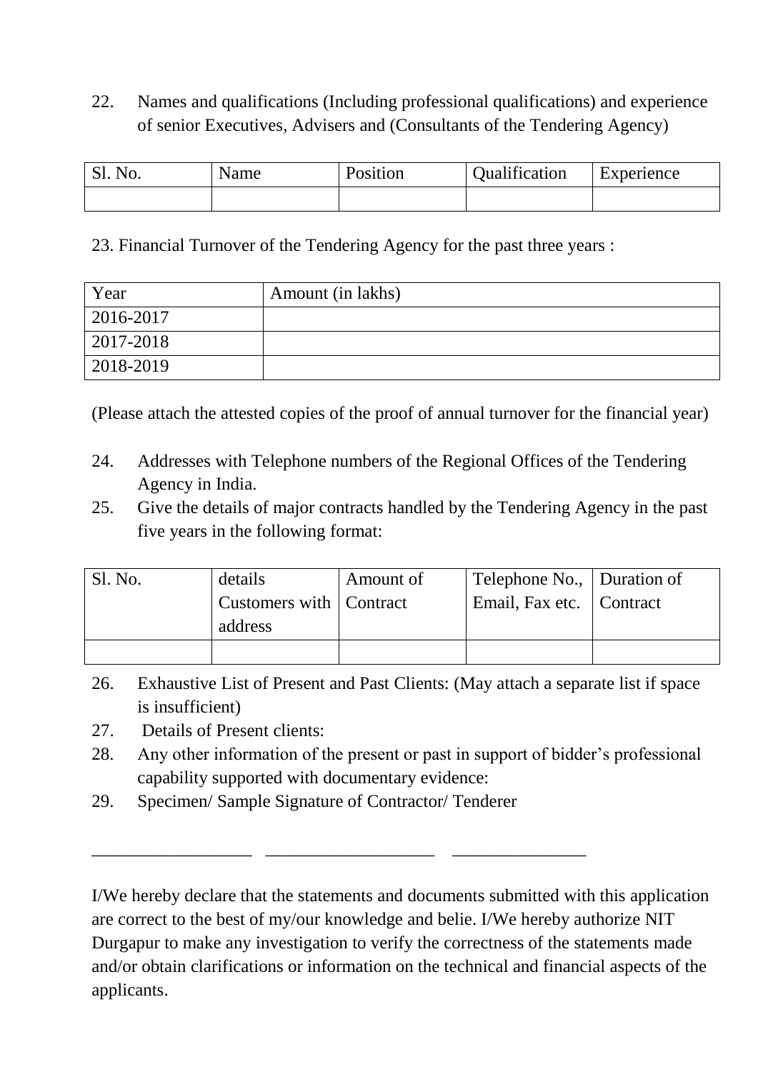22. Names and qualifications (Including professional qualifications) and experience of senior Executives, Advisers and (Consultants of the Tendering Agency)

| Sl. No. | Name | Position | Qualification | Experience |
|---|---|---|---|---|
| | | | | |

23. Financial Turnover of the Tendering Agency for the past three years :

| Year | Amount (in lakhs) |
|---|---|
| 2016-2017 | |
| 2017-2018 | |
| 2018-2019 | |

(Please attach the attested copies of the proof of annual turnover for the financial year)

24. Addresses with Telephone numbers of the Regional Offices of the Tendering Agency in India.
25. Give the details of major contracts handled by the Tendering Agency in the past five years in the following format:

| Sl. No. | details Customers with address | Amount of Contract | Telephone No., Email, Fax etc. | Duration of Contract |
|---|---|---|---|---|
| | | | | |

26. Exhaustive List of Present and Past Clients: (May attach a separate list if space is insufficient)
27. Details of Present clients:
28. Any other information of the present or past in support of bidder's professional capability supported with documentary evidence:
29. Specimen/ Sample Signature of Contractor/ Tenderer

__________________ ___________________ _______________

I/We hereby declare that the statements and documents submitted with this application are correct to the best of my/our knowledge and belie. I/We hereby authorize NIT Durgapur to make any investigation to verify the correctness of the statements made and/or obtain clarifications or information on the technical and financial aspects of the applicants.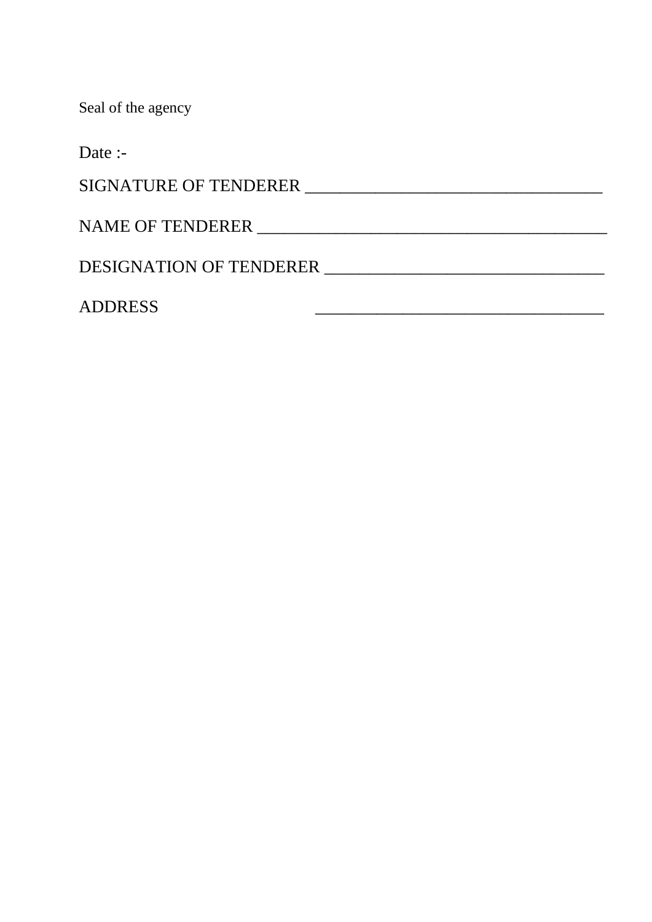Seal of the agency

Date :-

SIGNATURE OF TENDERER ___________________________________

NAME OF TENDERER _________________________________________

DESIGNATION OF TENDERER _________________________________

ADDRESS __________________________________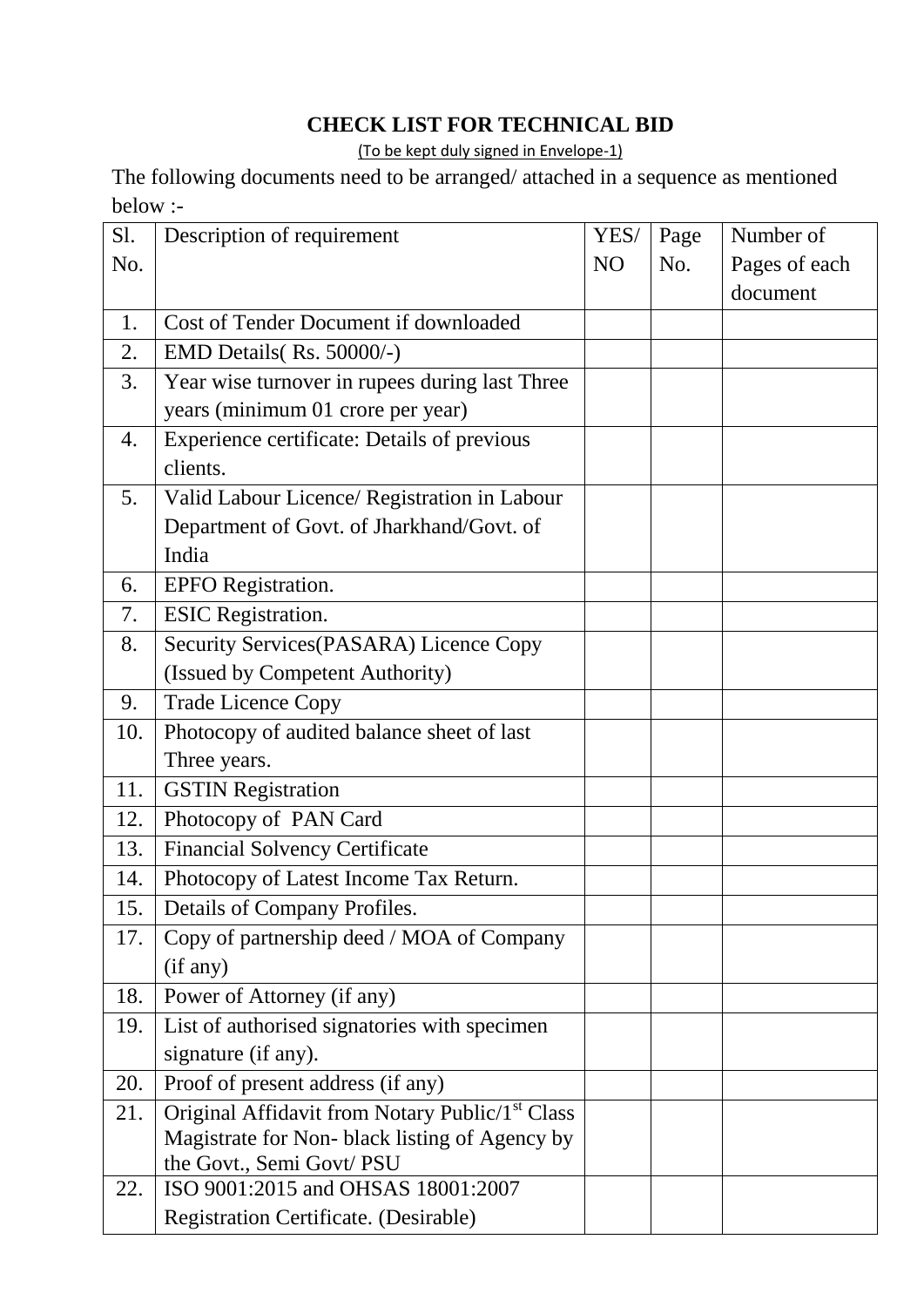# CHECK LIST FOR TECHNICAL BID

(To be kept duly signed in Envelope-1)

The following documents need to be arranged/ attached in a sequence as mentioned below :-

| Sl. No. | Description of requirement | YES/ NO | Page No. | Number of Pages of each document |
|---|---|---|---|---|
| 1. | Cost of Tender Document if downloaded | | | |
| 2. | EMD Details( Rs. 50000/-) | | | |
| 3. | Year wise turnover in rupees during last Three years (minimum 01 crore per year) | | | |
| 4. | Experience certificate: Details of previous clients. | | | |
| 5. | Valid Labour Licence/ Registration in Labour Department of Govt. of Jharkhand/Govt. of India | | | |
| 6. | EPFO Registration. | | | |
| 7. | ESIC Registration. | | | |
| 8. | Security Services(PASARA) Licence Copy (Issued by Competent Authority) | | | |
| 9. | Trade Licence Copy | | | |
| 10. | Photocopy of audited balance sheet of last Three years. | | | |
| 11. | GSTIN Registration | | | |
| 12. | Photocopy of PAN Card | | | |
| 13. | Financial Solvency Certificate | | | |
| 14. | Photocopy of Latest Income Tax Return. | | | |
| 15. | Details of Company Profiles. | | | |
| 17. | Copy of partnership deed / MOA of Company (if any) | | | |
| 18. | Power of Attorney (if any) | | | |
| 19. | List of authorised signatories with specimen signature (if any). | | | |
| 20. | Proof of present address (if any) | | | |
| 21. | Original Affidavit from Notary Public/1st Class Magistrate for Non- black listing of Agency by the Govt., Semi Govt/ PSU | | | |
| 22. | ISO 9001:2015 and OHSAS 18001:2007 Registration Certificate. (Desirable) | | | |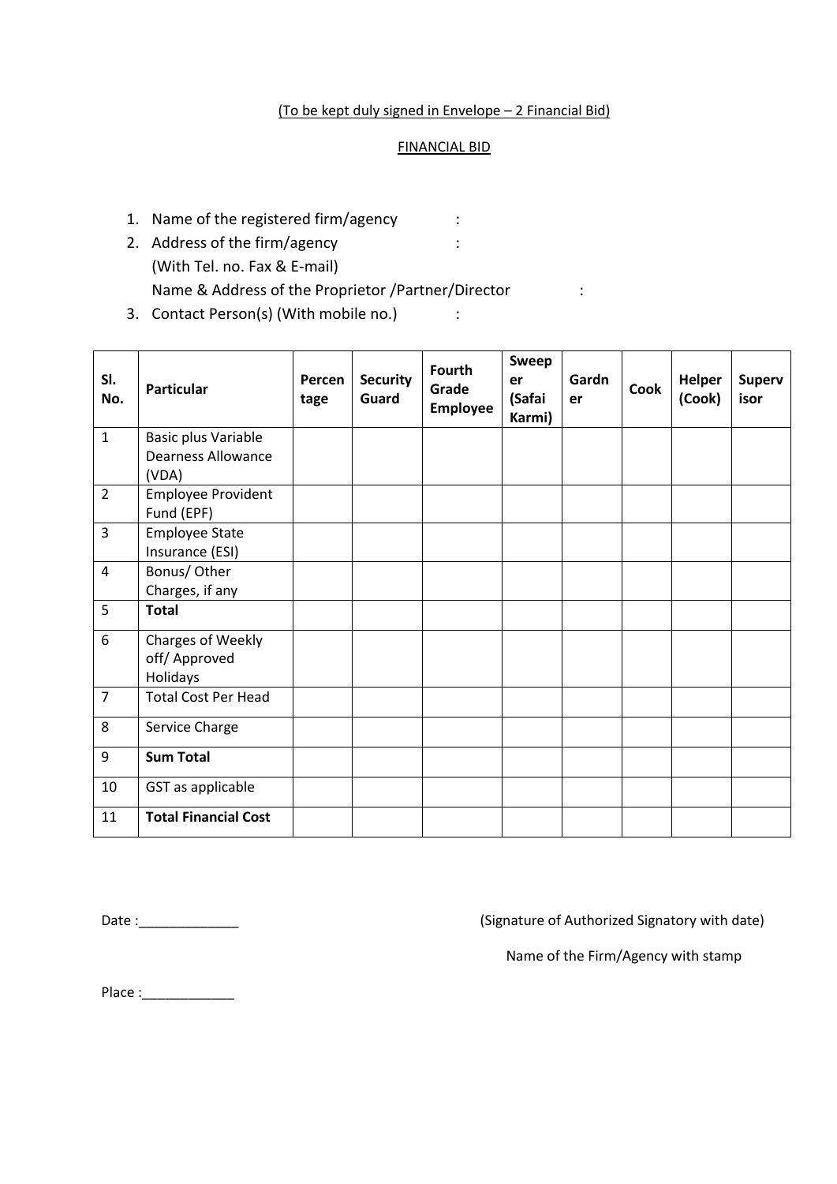(To be kept duly signed in Envelope – 2 Financial Bid)

FINANCIAL BID

1. Name of the registered firm/agency :
2. Address of the firm/agency :
   (With Tel. no. Fax & E-mail)
   Name & Address of the Proprietor /Partner/Director :
3. Contact Person(s) (With mobile no.) :

| Sl. No. | Particular | Percentage | Security Guard | Fourth Grade Employee | Sweeper (Safai Karmi) | Gardner | Cook | Helper (Cook) | Supervisor |
|---|---|---|---|---|---|---|---|---|---|
| 1 | Basic plus Variable Dearness Allowance (VDA) | | | | | | | | |
| 2 | Employee Provident Fund (EPF) | | | | | | | | |
| 3 | Employee State Insurance (ESI) | | | | | | | | |
| 4 | Bonus/ Other Charges, if any | | | | | | | | |
| 5 | **Total** | | | | | | | | |
| 6 | Charges of Weekly off/ Approved Holidays | | | | | | | | |
| 7 | Total Cost Per Head | | | | | | | | |
| 8 | Service Charge | | | | | | | | |
| 9 | **Sum Total** | | | | | | | | |
| 10 | GST as applicable | | | | | | | | |
| 11 | **Total Financial Cost** | | | | | | | | |

Date :_____________

(Signature of Authorized Signatory with date)

Name of the Firm/Agency with stamp

Place :____________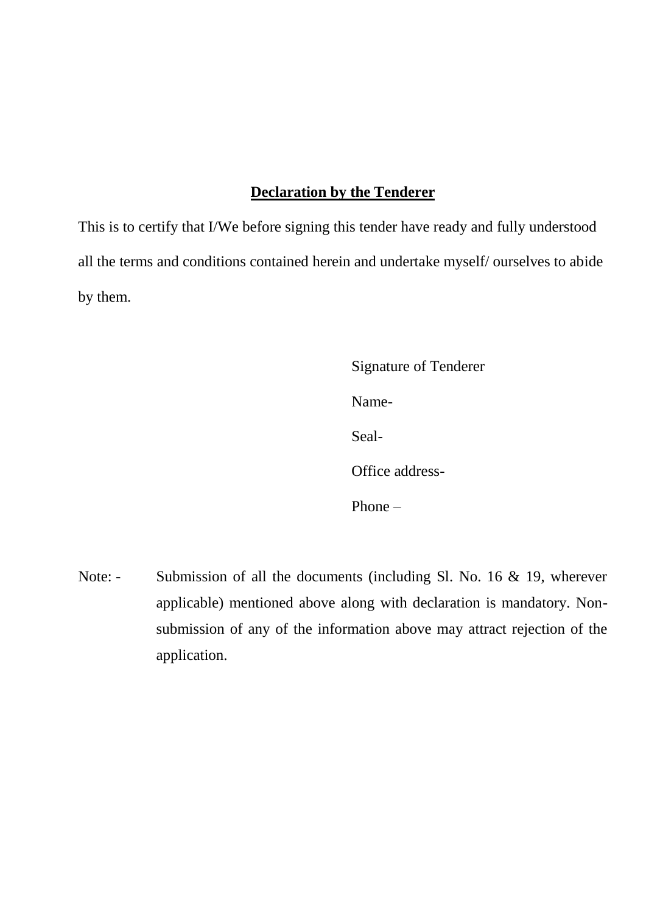## **Declaration by the Tenderer**

This is to certify that I/We before signing this tender have ready and fully understood all the terms and conditions contained herein and undertake myself/ ourselves to abide by them.

Signature of Tenderer

Name-

Seal-

Office address-

Phone –

Note: - Submission of all the documents (including Sl. No. 16 & 19, wherever applicable) mentioned above along with declaration is mandatory. Non-submission of any of the information above may attract rejection of the application.